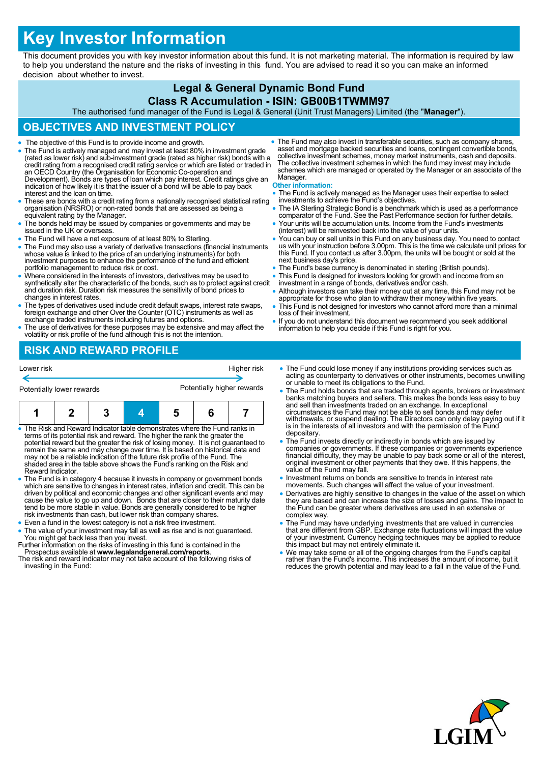# Key Investor Information

This document provides you with key investor information about this fund. It is not marketing material. The information is required by law to help you understand the nature and the risks of investing in this fund. You are advised to read it so you can make an informed decision about whether to invest.

## Legal & General Dynamic Bond Fund

## Class R Accumulation - ISIN: GB00B1TWMM97

The authorised fund manager of the Fund is Legal & General (Unit Trust Managers) Limited (the "**Manager**").

## OBJECTIVES AND INVESTMENT POLICY

- The objective of this Fund is to provide income and growth.
- The Fund is actively managed and may invest at least 80% in investment grade (rated as lower risk) and sub-investment grade (rated as higher risk) bonds with a credit rating from a recognised credit rating service or which are listed or traded in an OECD Country (the Organisation for Economic Co-operation and Development). Bonds are types of loan which pay interest. Credit ratings give an indication of how likely it is that the issuer of a bond will be able to pay back interest and the loan on time.
- These are bonds with a credit rating from a nationally recognised statistical rating organisation (NRSRO) or non-rated bonds that are assessed as being a equivalent rating by the Manager.
- The bonds held may be issued by companies or governments and may be issued in the UK or overseas.
- The Fund will have a net exposure of at least 80% to Sterling.
- The Fund may also use a variety of derivative transactions (financial instruments whose value is linked to the price of an underlying instruments) for both investment purposes to enhance the performance of the fund and efficient portfolio management to reduce risk or cost.
- Where considered in the interests of investors, derivatives may be used to synthetically alter the characteristic of the bonds, such as to protect against credit and duration risk. Duration risk measures the sensitivity of bond prices to changes in interest rates.
- The types of derivatives used include credit default swaps, interest rate swaps, foreign exchange and other Over the Counter (OTC) instruments as well as exchange traded instruments including futures and options.
- The use of derivatives for these purposes may be extensive and may affect the volatility or risk profile of the fund although this is not the intention.
- The Fund may also invest in transferable securities, such as company shares, asset and mortgage backed securities and loans, contingent convertible bonds, collective investment schemes, money market instruments, cash and deposits. The collective investment schemes in which the fund may invest may include schemes which are managed or operated by the Manager or an associate of the Manager.

**Other information:**

- The Fund is actively managed as the Manager uses their expertise to select investments to achieve the Fund's objectives.
- The IA Sterling Strategic Bond is a benchmark which is used as a performance comparator of the Fund. See the Past Performance section for further details.
- Your units will be accumulation units. Income from the Fund's investments (interest) will be reinvested back into the value of your units.
- You can buy or sell units in this Fund on any business day. You need to contact us with your instruction before 3.00pm. This is the time we calculate unit prices for this Fund. If you contact us after 3.00pm, the units will be bought or sold at the next business day's price.
- The Fund's base currency is denominated in sterling (British pounds).
- This Fund is designed for investors looking for growth and income from an investment in a range of bonds, derivatives and/or cash.
- Although investors can take their money out at any time, this Fund may not be appropriate for those who plan to withdraw their money within five years.
- This Fund is not designed for investors who cannot afford more than a minimal loss of their investment.
- If you do not understand this document we recommend you seek additional information to help you decide if this Fund is right for you.

## RISK AND REWARD PROFILE

| Lower risk | | | | | | Higher risk |
|---|---|---|---|---|---|---|
| Potentially lower rewards | | | | | | Potentially higher rewards |
| 1 | 2 | 3 | **4** | 5 | 6 | 7 |

- The Risk and Reward Indicator table demonstrates where the Fund ranks in terms of its potential risk and reward. The higher the rank the greater the potential reward but the greater the risk of losing money. It is not guaranteed to remain the same and may change over time. It is based on historical data and may not be a reliable indication of the future risk profile of the Fund. The shaded area in the table above shows the Fund's ranking on the Risk and Reward Indicator.
- The Fund is in category 4 because it invests in company or government bonds which are sensitive to changes in interest rates, inflation and credit. This can be driven by political and economic changes and other significant events and may cause the value to go up and down. Bonds that are closer to their maturity date tend to be more stable in value. Bonds are generally considered to be higher risk investments than cash, but lower risk than company shares.
- Even a fund in the lowest category is not a risk free investment.
- The value of your investment may fall as well as rise and is not guaranteed. You might get back less than you invest.

Further information on the risks of investing in this fund is contained in the Prospectus available at **www.legalandgeneral.com/reports**.

The risk and reward indicator may not take account of the following risks of investing in the Fund:

- The Fund could lose money if any institutions providing services such as acting as counterparty to derivatives or other instruments, becomes unwilling or unable to meet its obligations to the Fund.
- The Fund holds bonds that are traded through agents, brokers or investment banks matching buyers and sellers. This makes the bonds less easy to buy and sell than investments traded on an exchange. In exceptional circumstances the Fund may not be able to sell bonds and may defer withdrawals, or suspend dealing. The Directors can only delay paying out if it is in the interests of all investors and with the permission of the Fund depositary.
- The Fund invests directly or indirectly in bonds which are issued by companies or governments. If these companies or governments experience financial difficulty, they may be unable to pay back some or all of the interest, original investment or other payments that they owe. If this happens, the value of the Fund may fall.
- Investment returns on bonds are sensitive to trends in interest rate movements. Such changes will affect the value of your investment.
- Derivatives are highly sensitive to changes in the value of the asset on which they are based and can increase the size of losses and gains. The impact to the Fund can be greater where derivatives are used in an extensive or complex way.
- The Fund may have underlying investments that are valued in currencies that are different from GBP. Exchange rate fluctuations will impact the value of your investment. Currency hedging techniques may be applied to reduce this impact but may not entirely eliminate it.
- We may take some or all of the ongoing charges from the Fund's capital rather than the Fund's income. This increases the amount of income, but it reduces the growth potential and may lead to a fall in the value of the Fund.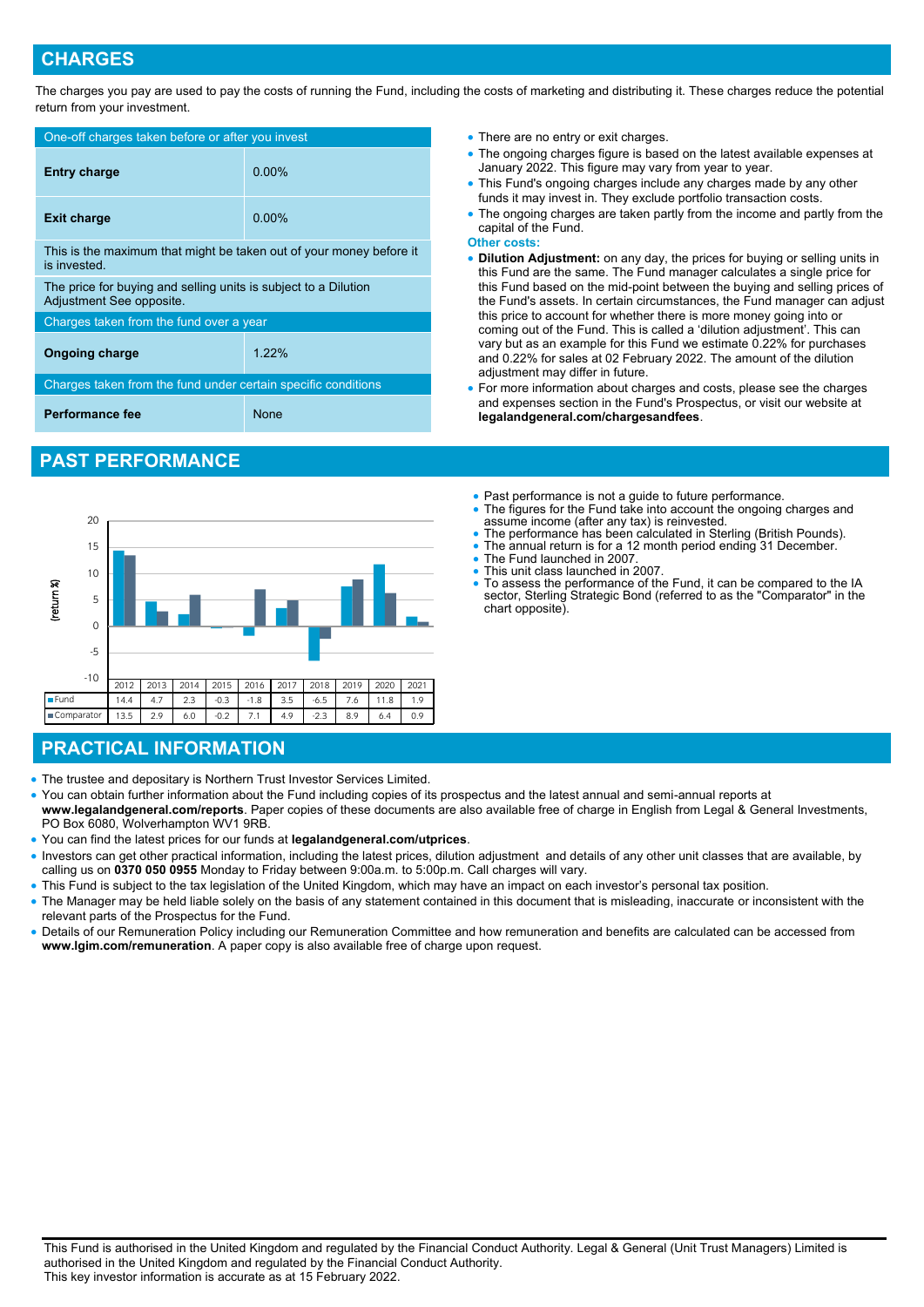## CHARGES

The charges you pay are used to pay the costs of running the Fund, including the costs of marketing and distributing it. These charges reduce the potential return from your investment.

| One-off charges taken before or after you invest | |
|---|---|
| **Entry charge** | 0.00% |
| **Exit charge** | 0.00% |
| This is the maximum that might be taken out of your money before it is invested. | |
| The price for buying and selling units is subject to a Dilution Adjustment See opposite. | |
| **Charges taken from the fund over a year** | |
| **Ongoing charge** | 1.22% |
| **Charges taken from the fund under certain specific conditions** | |
| **Performance fee** | None |

- There are no entry or exit charges.
- The ongoing charges figure is based on the latest available expenses at January 2022. This figure may vary from year to year.
- This Fund's ongoing charges include any charges made by any other funds it may invest in. They exclude portfolio transaction costs.
- The ongoing charges are taken partly from the income and partly from the capital of the Fund.

**Other costs:**

- **Dilution Adjustment:** on any day, the prices for buying or selling units in this Fund are the same. The Fund manager calculates a single price for this Fund based on the mid-point between the buying and selling prices of the Fund's assets. In certain circumstances, the Fund manager can adjust this price to account for whether there is more money going into or coming out of the Fund. This is called a 'dilution adjustment'. This can vary but as an example for this Fund we estimate 0.22% for purchases and 0.22% for sales at 02 February 2022. The amount of the dilution adjustment may differ in future.
- For more information about charges and costs, please see the charges and expenses section in the Fund's Prospectus, or visit our website at **legalandgeneral.com/chargesandfees**.

## PAST PERFORMANCE

20
15
10
5
0
-5
-10

(return %)

| | 2012 | 2013 | 2014 | 2015 | 2016 | 2017 | 2018 | 2019 | 2020 | 2021 |
|---|---|---|---|---|---|---|---|---|---|---|
| Fund | 14.4 | 4.7 | 2.3 | -0.3 | -1.8 | 3.5 | -6.5 | 7.6 | 11.8 | 1.9 |
| Comparator | 13.5 | 2.9 | 6.0 | -0.2 | 7.1 | 4.9 | -2.3 | 8.9 | 6.4 | 0.9 |

- Past performance is not a guide to future performance.
- The figures for the Fund take into account the ongoing charges and assume income (after any tax) is reinvested.
- The performance has been calculated in Sterling (British Pounds).
- The annual return is for a 12 month period ending 31 December.
- The Fund launched in 2007.
- This unit class launched in 2007.
- To assess the performance of the Fund, it can be compared to the IA sector, Sterling Strategic Bond (referred to as the "Comparator" in the chart opposite).

## PRACTICAL INFORMATION

- The trustee and depositary is Northern Trust Investor Services Limited.
- You can obtain further information about the Fund including copies of its prospectus and the latest annual and semi-annual reports at **www.legalandgeneral.com/reports**. Paper copies of these documents are also available free of charge in English from Legal & General Investments, PO Box 6080, Wolverhampton WV1 9RB.
- You can find the latest prices for our funds at **legalandgeneral.com/utprices**.
- Investors can get other practical information, including the latest prices, dilution adjustment and details of any other unit classes that are available, by calling us on **0370 050 0955** Monday to Friday between 9:00a.m. to 5:00p.m. Call charges will vary.
- This Fund is subject to the tax legislation of the United Kingdom, which may have an impact on each investor's personal tax position.
- The Manager may be held liable solely on the basis of any statement contained in this document that is misleading, inaccurate or inconsistent with the relevant parts of the Prospectus for the Fund.
- Details of our Remuneration Policy including our Remuneration Committee and how remuneration and benefits are calculated can be accessed from **www.lgim.com/remuneration**. A paper copy is also available free of charge upon request.

This Fund is authorised in the United Kingdom and regulated by the Financial Conduct Authority. Legal & General (Unit Trust Managers) Limited is authorised in the United Kingdom and regulated by the Financial Conduct Authority.
This key investor information is accurate as at 15 February 2022.